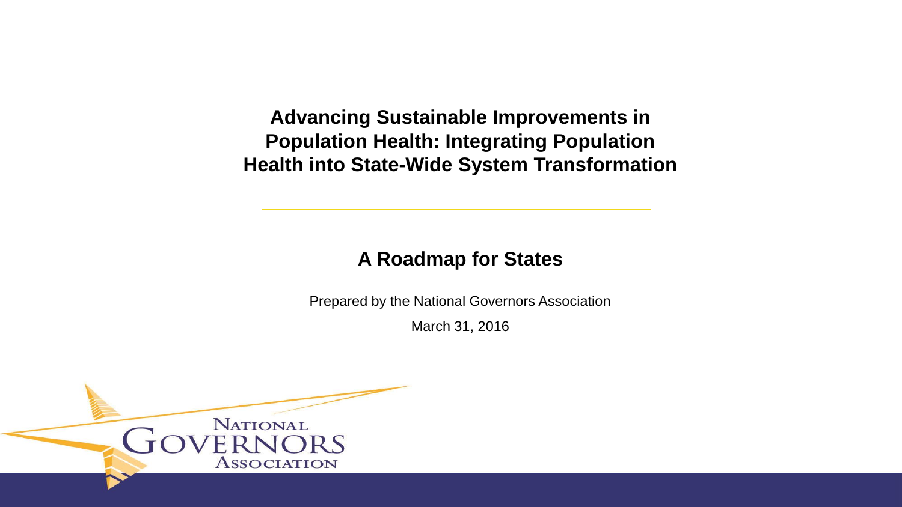# Advancing Sustainable Improvements in Population Health: Integrating Population Health into State-Wide System Transformation

## A Roadmap for States

Prepared by the National Governors Association

March 31, 2016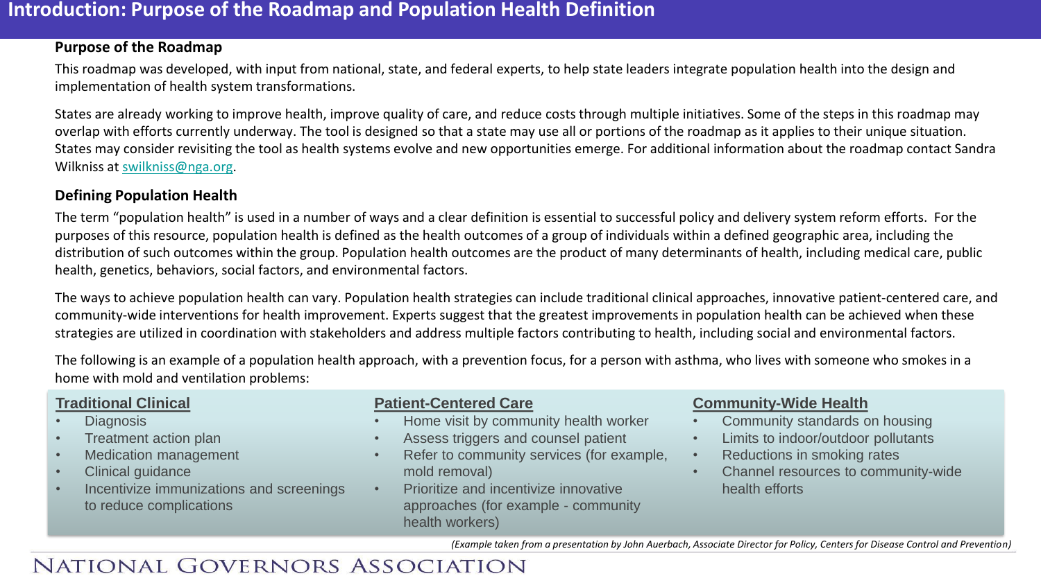# Introduction: Purpose of the Roadmap and Population Health Definition

## Purpose of the Roadmap

This roadmap was developed, with input from national, state, and federal experts, to help state leaders integrate population health into the design and implementation of health system transformations.

States are already working to improve health, improve quality of care, and reduce costs through multiple initiatives. Some of the steps in this roadmap may overlap with efforts currently underway. The tool is designed so that a state may use all or portions of the roadmap as it applies to their unique situation. States may consider revisiting the tool as health systems evolve and new opportunities emerge. For additional information about the roadmap contact Sandra Wilkniss at swilkniss@nga.org.

## Defining Population Health

The term "population health" is used in a number of ways and a clear definition is essential to successful policy and delivery system reform efforts. For the purposes of this resource, population health is defined as the health outcomes of a group of individuals within a defined geographic area, including the distribution of such outcomes within the group. Population health outcomes are the product of many determinants of health, including medical care, public health, genetics, behaviors, social factors, and environmental factors.

The ways to achieve population health can vary. Population health strategies can include traditional clinical approaches, innovative patient-centered care, and community-wide interventions for health improvement. Experts suggest that the greatest improvements in population health can be achieved when these strategies are utilized in coordination with stakeholders and address multiple factors contributing to health, including social and environmental factors.

The following is an example of a population health approach, with a prevention focus, for a person with asthma, who lives with someone who smokes in a home with mold and ventilation problems:

**Traditional Clinical**

- Diagnosis
- Treatment action plan
- Medication management
- Clinical guidance
- Incentivize immunizations and screenings to reduce complications

**Patient-Centered Care**

- Home visit by community health worker
- Assess triggers and counsel patient
- Refer to community services (for example, mold removal)
- Prioritize and incentive innovative approaches (for example - community health workers)

**Community-Wide Health**

- Community standards on housing
- Limits to indoor/outdoor pollutants
- Reductions in smoking rates
- Channel resources to community-wide health efforts

*(Example taken from a presentation by John Auerbach, Associate Director for Policy, Centers for Disease Control and Prevention)*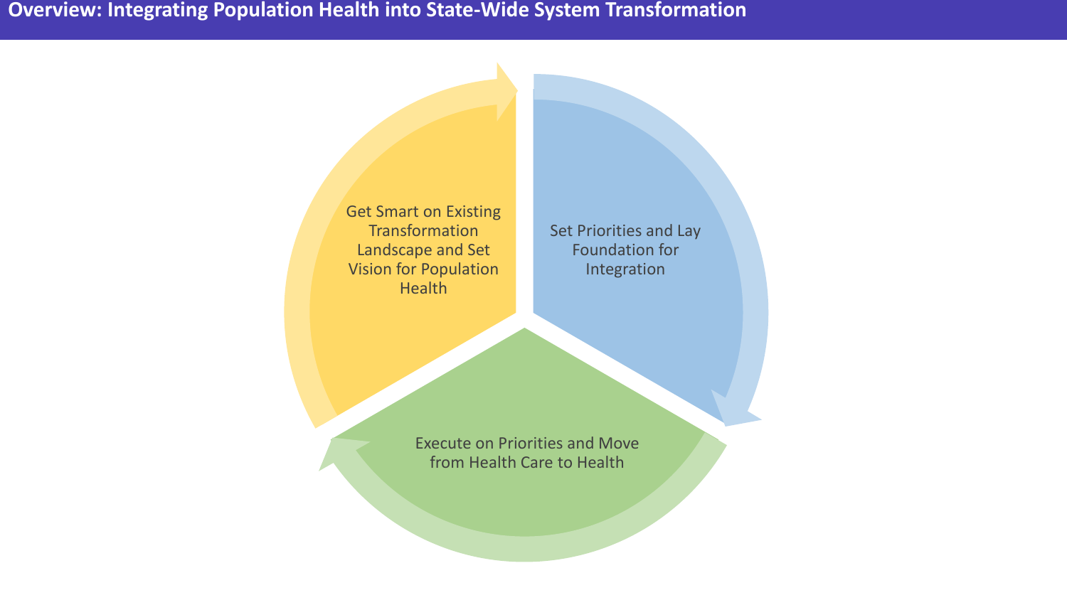# Overview: Integrating Population Health into State-Wide System Transformation

Get Smart on Existing Transformation Landscape and Set Vision for Population Health

Set Priorities and Lay Foundation for Integration

Execute on Priorities and Move from Health Care to Health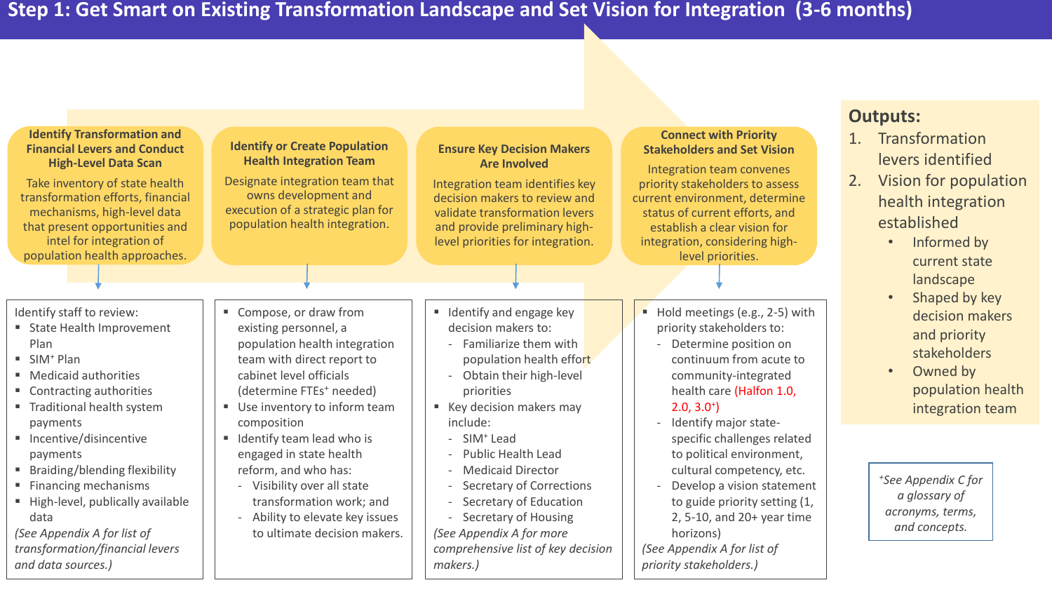# Step 1: Get Smart on Existing Transformation Landscape and Set Vision for Integration (3-6 months)

### Identify Transformation and Financial Levers and Conduct High-Level Data Scan

Take inventory of state health transformation efforts, financial mechanisms, high-level data that present opportunities and intel for integration of population health approaches.

Identify staff to review:

- State Health Improvement Plan
- SIM+ Plan
- Medicaid authorities
- Contracting authorities
- Traditional health system payments
- Incentive/disincentive payments
- Braiding/blending flexibility
- Financing mechanisms
- High-level, publically available data

*(See Appendix A for list of transformation/financial levers and data sources.)*

### Identify or Create Population Health Integration Team

Designate integration team that owns development and execution of a strategic plan for population health integration.

- Compose, or draw from existing personnel, a population health integration team with direct report to cabinet level officials (determine FTEs+ needed)
- Use inventory to inform team composition
- Identify team lead who is engaged in state health reform, and who has:
  - Visibility over all state transformation work; and
  - Ability to elevate key issues to ultimate decision makers.

### Ensure Key Decision Makers Are Involved

Integration team identifies key decision makers to review and validate transformation levers and provide preliminary high-level priorities for integration.

- Identify and engage key decision makers to:
  - Familiarize them with population health effort
  - Obtain their high-level priorities
- Key decision makers may include:
  - SIM+ Lead
  - Public Health Lead
  - Medicaid Director
  - Secretary of Corrections
  - Secretary of Education
  - Secretary of Housing

*(See Appendix A for more comprehensive list of key decision makers.)*

### Connect with Priority Stakeholders and Set Vision

Integration team convenes priority stakeholders to assess current environment, determine status of current efforts, and establish a clear vision for integration, considering high-level priorities.

- Hold meetings (e.g., 2-5) with priority stakeholders to:
  - Determine position on continuum from acute to community-integrated health care (Halfon 1.0, 2.0, 3.0+)
  - Identify major state-specific challenges related to political environment, cultural competency, etc.
  - Develop a vision statement to guide priority setting (1, 2, 5-10, and 20+ year time horizons)

*(See Appendix A for list of priority stakeholders.)*

### Outputs:

1. Transformation levers identified
2. Vision for population health integration established
   - Informed by current state landscape
   - Shaped by key decision makers and priority stakeholders
   - Owned by population health integration team

*+See Appendix C for a glossary of acronyms, terms, and concepts.*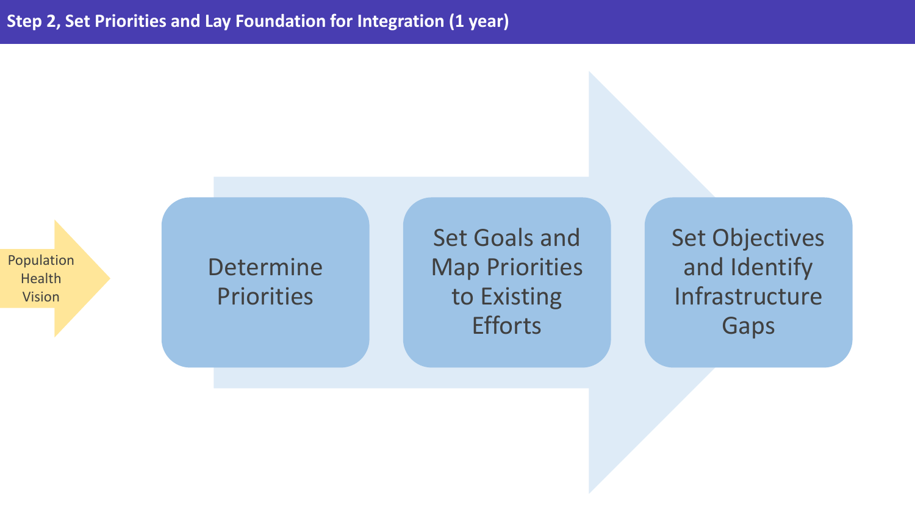## Step 2, Set Priorities and Lay Foundation for Integration (1 year)

Population Health Vision

Determine Priorities

Set Goals and Map Priorities to Existing Efforts

Set Objectives and Identify Infrastructure Gaps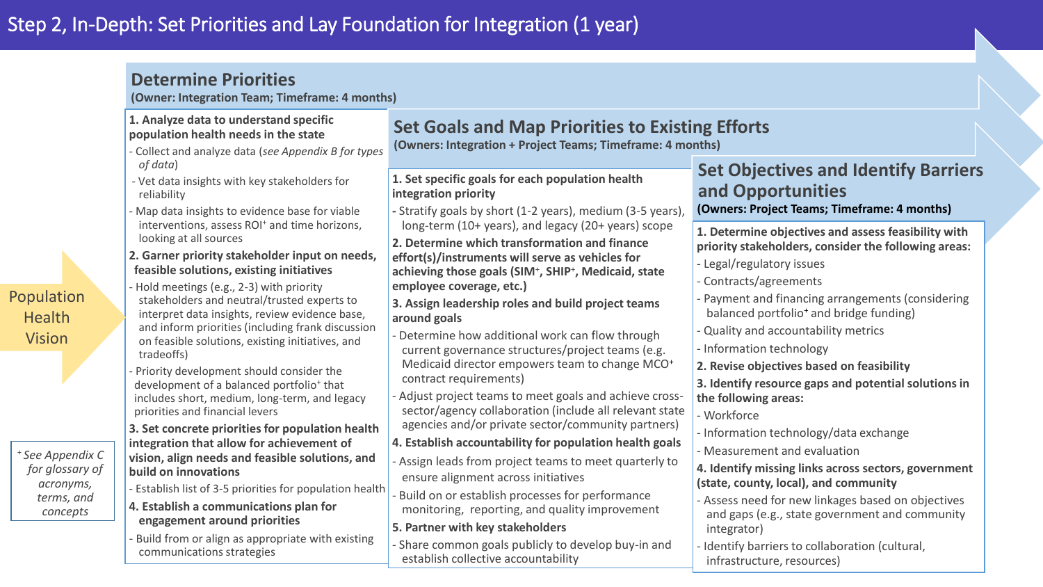# Step 2, In-Depth: Set Priorities and Lay Foundation for Integration (1 year)

Population Health Vision

## Determine Priorities

**(Owner: Integration Team; Timeframe: 4 months)**

**1. Analyze data to understand specific population health needs in the state**

- Collect and analyze data (*see Appendix B for types of data*)
- Vet data insights with key stakeholders for reliability
- Map data insights to evidence base for viable interventions, assess ROI+ and time horizons, looking at all sources

**2. Garner priority stakeholder input on needs, feasible solutions, existing initiatives**

- Hold meetings (e.g., 2-3) with priority stakeholders and neutral/trusted experts to interpret data insights, review evidence base, and inform priorities (including frank discussion on feasible solutions, existing initiatives, and tradeoffs)
- Priority development should consider the development of a balanced portfolio+ that includes short, medium, long-term, and legacy priorities and financial levers

**3. Set concrete priorities for population health integration that allow for achievement of vision, align needs and feasible solutions, and build on innovations**

- Establish list of 3-5 priorities for population health

**4. Establish a communications plan for engagement around priorities**

- Build from or align as appropriate with existing communications strategies

## Set Goals and Map Priorities to Existing Efforts

**(Owners: Integration + Project Teams; Timeframe: 4 months)**

**1. Set specific goals for each population health integration priority**

- Stratify goals by short (1-2 years), medium (3-5 years), long-term (10+ years), and legacy (20+ years) scope

**2. Determine which transformation and finance effort(s)/instruments will serve as vehicles for achieving those goals (SIM+, SHIP+, Medicaid, state employee coverage, etc.)**

**3. Assign leadership roles and build project teams around goals**

- Determine how additional work can flow through current governance structures/project teams (e.g. Medicaid director empowers team to change MCO+ contract requirements)
- Adjust project teams to meet goals and achieve cross-sector/agency collaboration (include all relevant state agencies and/or private sector/community partners)

**4. Establish accountability for population health goals**

- Assign leads from project teams to meet quarterly to ensure alignment across initiatives
- Build on or establish processes for performance monitoring, reporting, and quality improvement

**5. Partner with key stakeholders**

- Share common goals publicly to develop buy-in and establish collective accountability

## Set Objectives and Identify Barriers and Opportunities

**(Owners: Project Teams; Timeframe: 4 months)**

**1. Determine objectives and assess feasibility with priority stakeholders, consider the following areas:**

- Legal/regulatory issues
- Contracts/agreements
- Payment and financing arrangements (considering balanced portfolio+ and bridge funding)
- Quality and accountability metrics
- Information technology

**2. Revise objectives based on feasibility**

**3. Identify resource gaps and potential solutions in the following areas:**

- Workforce
- Information technology/data exchange
- Measurement and evaluation

**4. Identify missing links across sectors, government (state, county, local), and community**

- Assess need for new linkages based on objectives and gaps (e.g., state government and community integrator)
- Identify barriers to collaboration (cultural, infrastructure, resources)

*+ See Appendix C for glossary of acronyms, terms, and concepts*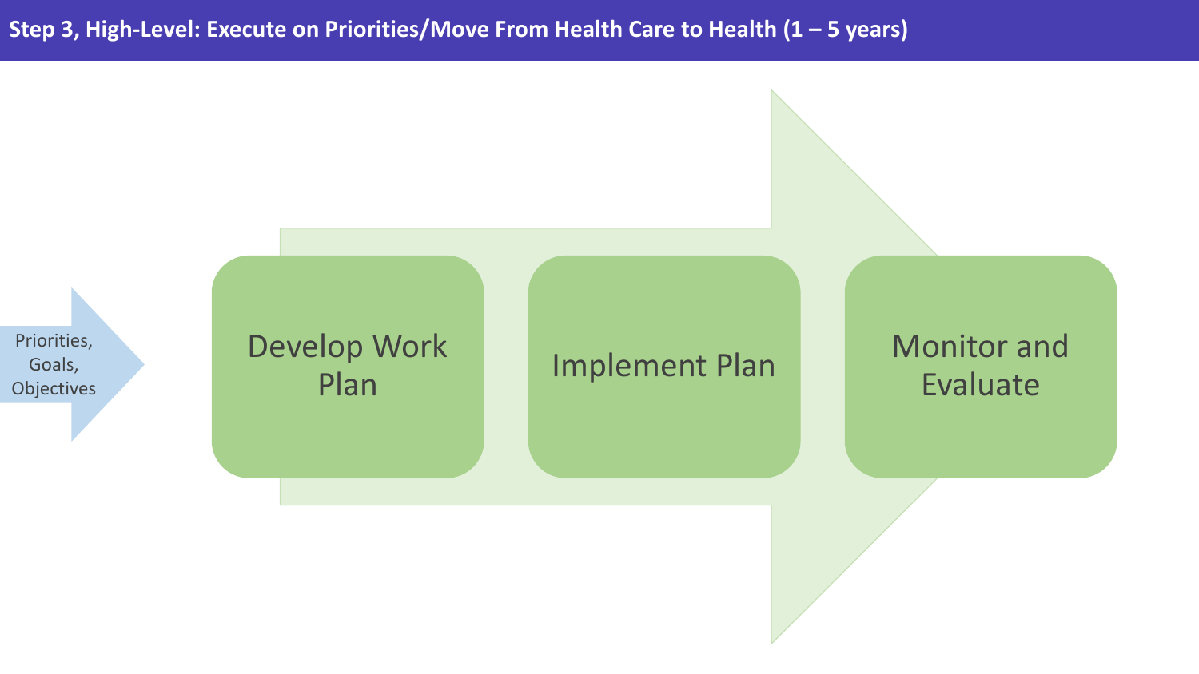## Step 3, High-Level: Execute on Priorities/Move From Health Care to Health (1 – 5 years)

Priorities, Goals, Objectives

Develop Work Plan

Implement Plan

Monitor and Evaluate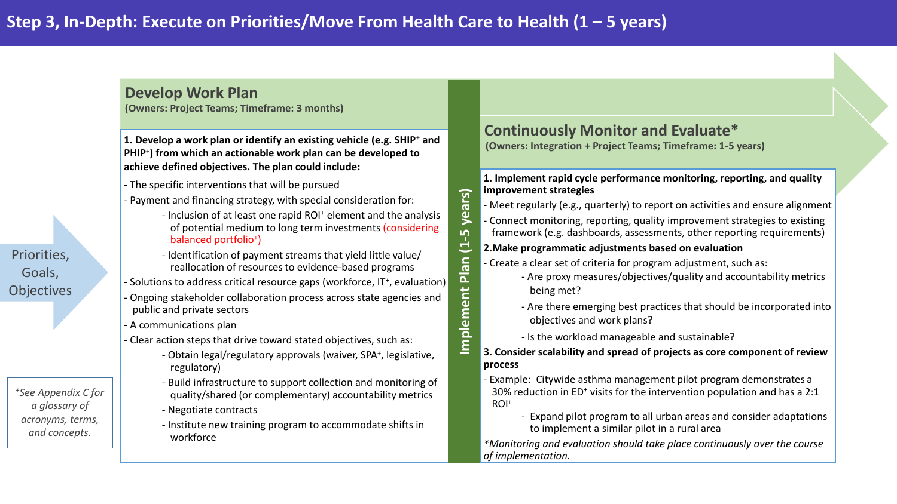# Step 3, In-Depth: Execute on Priorities/Move From Health Care to Health (1 – 5 years)

Priorities, Goals, Objectives

## Develop Work Plan

**(Owners: Project Teams; Timeframe: 3 months)**

**1. Develop a work plan or identify an existing vehicle (e.g. SHIP+ and PHIP+) from which an actionable work plan can be developed to achieve defined objectives. The plan could include:**

- The specific interventions that will be pursued
- Payment and financing strategy, with special consideration for:
  - Inclusion of at least one rapid ROI+ element and the analysis of potential medium to long term investments (considering balanced portfolio+)
  - Identification of payment streams that yield little value/ reallocation of resources to evidence-based programs
- Solutions to address critical resource gaps (workforce, IT+, evaluation)
- Ongoing stakeholder collaboration process across state agencies and public and private sectors
- A communications plan
- Clear action steps that drive toward stated objectives, such as:
  - Obtain legal/regulatory approvals (waiver, SPA+, legislative, regulatory)
  - Build infrastructure to support collection and monitoring of quality/shared (or complementary) accountability metrics
  - Negotiate contracts
  - Institute new training program to accommodate shifts in workforce

**Implement Plan (1-5 years)**

## Continuously Monitor and Evaluate*

**(Owners: Integration + Project Teams; Timeframe: 1-5 years)**

**1. Implement rapid cycle performance monitoring, reporting, and quality improvement strategies**

- Meet regularly (e.g., quarterly) to report on activities and ensure alignment
- Connect monitoring, reporting, quality improvement strategies to existing framework (e.g. dashboards, assessments, other reporting requirements)

**2. Make programmatic adjustments based on evaluation**

- Create a clear set of criteria for program adjustment, such as:
  - Are proxy measures/objectives/quality and accountability metrics being met?
  - Are there emerging best practices that should be incorporated into objectives and work plans?
  - Is the workload manageable and sustainable?

**3. Consider scalability and spread of projects as core component of review process**

- Example: Citywide asthma management pilot program demonstrates a 30% reduction in ED+ visits for the intervention population and has a 2:1 ROI+
  - Expand pilot program to all urban areas and consider adaptations to implement a similar pilot in a rural area

*\*Monitoring and evaluation should take place continuously over the course of implementation.*

*+See Appendix C for a glossary of acronyms, terms, and concepts.*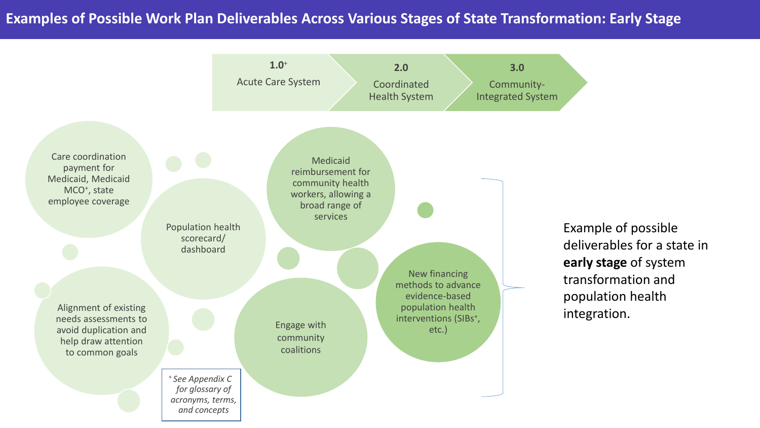# Examples of Possible Work Plan Deliverables Across Various Stages of State Transformation: Early Stage

**1.0**[+] Acute Care System → **2.0** Coordinated Health System → **3.0** Community-Integrated System

- Care coordination payment for Medicaid, Medicaid MCO[+], state employee coverage
- Population health scorecard/ dashboard
- Medicaid reimbursement for community health workers, allowing a broad range of services
- Alignment of existing needs assessments to avoid duplication and help draw attention to common goals
- Engage with community coalitions
- New financing methods to advance evidence-based population health interventions (SIBs[+], etc.)

Example of possible deliverables for a state in **early stage** of system transformation and population health integration.

*[+] See Appendix C for glossary of acronyms, terms, and concepts*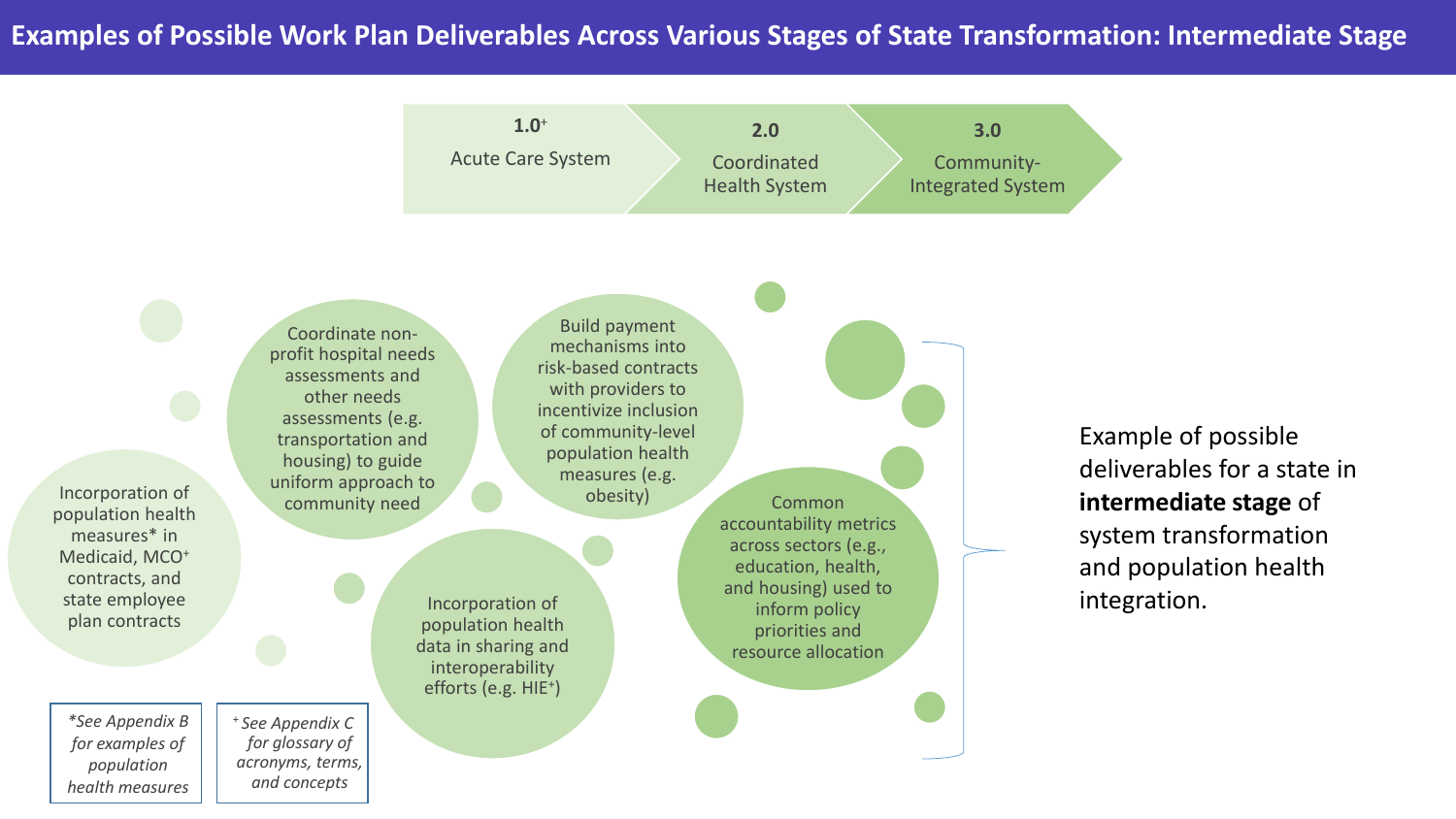# Examples of Possible Work Plan Deliverables Across Various Stages of State Transformation: Intermediate Stage

**1.0**[+]
Acute Care System

**2.0**
Coordinated Health System

**3.0**
Community-Integrated System

- Incorporation of population health measures* in Medicaid, MCO[+] contracts, and state employee plan contracts
- Coordinate non-profit hospital needs assessments and other needs assessments (e.g. transportation and housing) to guide uniform approach to community need
- Build payment mechanisms into risk-based contracts with providers to incentivize inclusion of community-level population health measures (e.g. obesity)
- Incorporation of population health data in sharing and interoperability efforts (e.g. HIE[+])
- Common accountability metrics across sectors (e.g., education, health, and housing) used to inform policy priorities and resource allocation

Example of possible deliverables for a state in **intermediate stage** of system transformation and population health integration.

*\*See Appendix B for examples of population health measures*

*[+] See Appendix C for glossary of acronyms, terms, and concepts*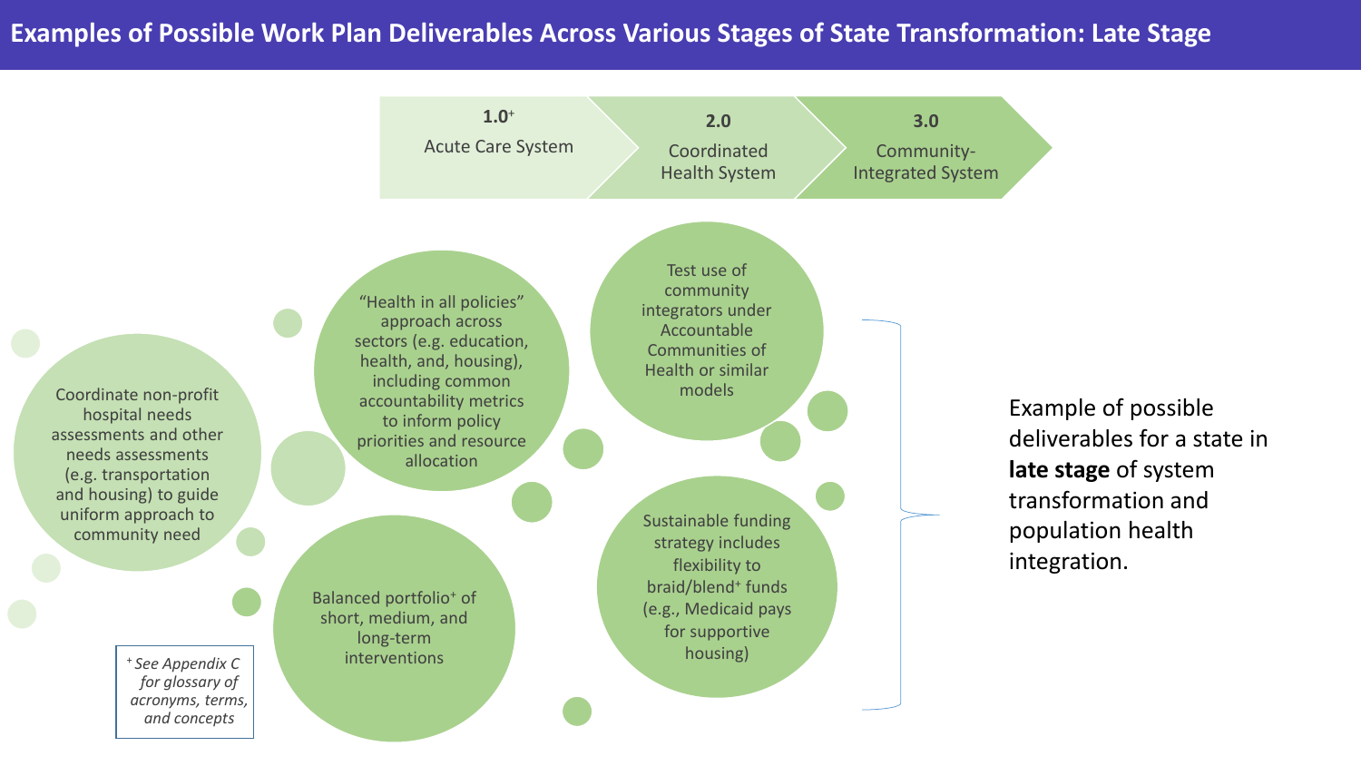# Examples of Possible Work Plan Deliverables Across Various Stages of State Transformation: Late Stage

**1.0**[+]
Acute Care System

**2.0**
Coordinated Health System

**3.0**
Community-Integrated System

- Coordinate non-profit hospital needs assessments and other needs assessments (e.g. transportation and housing) to guide uniform approach to community need
- "Health in all policies" approach across sectors (e.g. education, health, and, housing), including common accountability metrics to inform policy priorities and resource allocation
- Test use of community integrators under Accountable Communities of Health or similar models
- Balanced portfolio[+] of short, medium, and long-term interventions
- Sustainable funding strategy includes flexibility to braid/blend[+] funds (e.g., Medicaid pays for supportive housing)

Example of possible deliverables for a state in **late stage** of system transformation and population health integration.

*[+] See Appendix C for glossary of acronyms, terms, and concepts*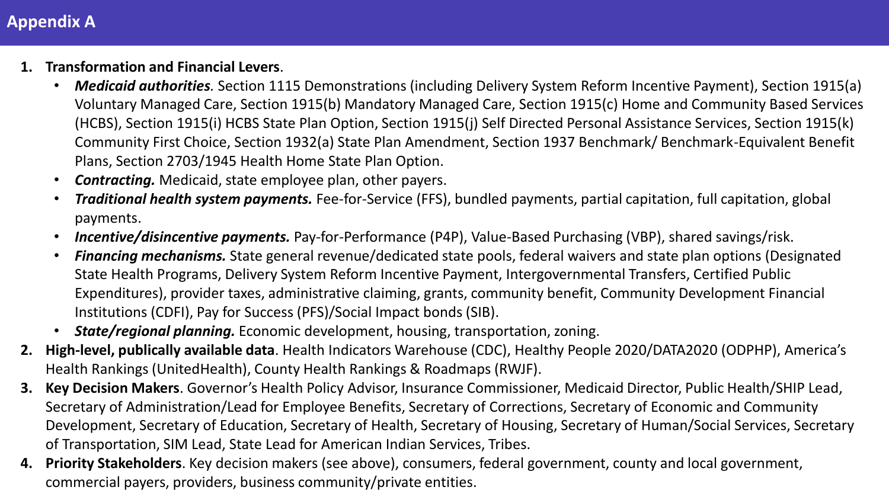# Appendix A

1. **Transformation and Financial Levers**.
   - ***Medicaid authorities****.* Section 1115 Demonstrations (including Delivery System Reform Incentive Payment), Section 1915(a) Voluntary Managed Care, Section 1915(b) Mandatory Managed Care, Section 1915(c) Home and Community Based Services (HCBS), Section 1915(i) HCBS State Plan Option, Section 1915(j) Self Directed Personal Assistance Services, Section 1915(k) Community First Choice, Section 1932(a) State Plan Amendment, Section 1937 Benchmark/ Benchmark-Equivalent Benefit Plans, Section 2703/1945 Health Home State Plan Option.
   - ***Contracting.*** Medicaid, state employee plan, other payers.
   - ***Traditional health system payments.*** Fee-for-Service (FFS), bundled payments, partial capitation, full capitation, global payments.
   - ***Incentive/disincentive payments.*** Pay-for-Performance (P4P), Value-Based Purchasing (VBP), shared savings/risk.
   - ***Financing mechanisms.*** State general revenue/dedicated state pools, federal waivers and state plan options (Designated State Health Programs, Delivery System Reform Incentive Payment, Intergovernmental Transfers, Certified Public Expenditures), provider taxes, administrative claiming, grants, community benefit, Community Development Financial Institutions (CDFI), Pay for Success (PFS)/Social Impact bonds (SIB).
   - ***State/regional planning.*** Economic development, housing, transportation, zoning.
2. **High-level, publically available data**. Health Indicators Warehouse (CDC), Healthy People 2020/DATA2020 (ODPHP), America's Health Rankings (UnitedHealth), County Health Rankings & Roadmaps (RWJF).
3. **Key Decision Makers**. Governor's Health Policy Advisor, Insurance Commissioner, Medicaid Director, Public Health/SHIP Lead, Secretary of Administration/Lead for Employee Benefits, Secretary of Corrections, Secretary of Economic and Community Development, Secretary of Education, Secretary of Health, Secretary of Housing, Secretary of Human/Social Services, Secretary of Transportation, SIM Lead, State Lead for American Indian Services, Tribes.
4. **Priority Stakeholders**. Key decision makers (see above), consumers, federal government, county and local government, commercial payers, providers, business community/private entities.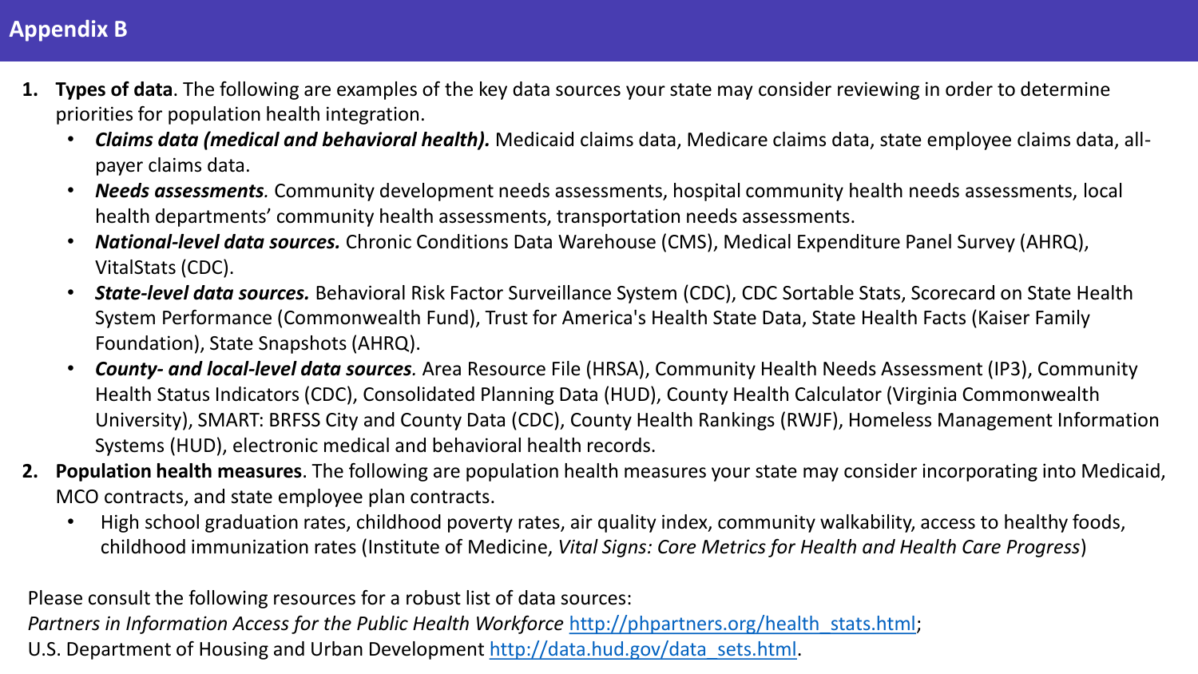# Appendix B

1. **Types of data**. The following are examples of the key data sources your state may consider reviewing in order to determine priorities for population health integration.
   - ***Claims data (medical and behavioral health).*** Medicaid claims data, Medicare claims data, state employee claims data, all-payer claims data.
   - ***Needs assessments****.* Community development needs assessments, hospital community health needs assessments, local health departments' community health assessments, transportation needs assessments.
   - ***National-level data sources.*** Chronic Conditions Data Warehouse (CMS), Medical Expenditure Panel Survey (AHRQ), VitalStats (CDC).
   - ***State-level data sources.*** Behavioral Risk Factor Surveillance System (CDC), CDC Sortable Stats, Scorecard on State Health System Performance (Commonwealth Fund), Trust for America's Health State Data, State Health Facts (Kaiser Family Foundation), State Snapshots (AHRQ).
   - ***County- and local-level data sources****.* Area Resource File (HRSA), Community Health Needs Assessment (IP3), Community Health Status Indicators (CDC), Consolidated Planning Data (HUD), County Health Calculator (Virginia Commonwealth University), SMART: BRFSS City and County Data (CDC), County Health Rankings (RWJF), Homeless Management Information Systems (HUD), electronic medical and behavioral health records.
2. **Population health measures**. The following are population health measures your state may consider incorporating into Medicaid, MCO contracts, and state employee plan contracts.
   - High school graduation rates, childhood poverty rates, air quality index, community walkability, access to healthy foods, childhood immunization rates (Institute of Medicine, *Vital Signs: Core Metrics for Health and Health Care Progress*)

Please consult the following resources for a robust list of data sources:
*Partners in Information Access for the Public Health Workforce* http://phpartners.org/health_stats.html;
U.S. Department of Housing and Urban Development http://data.hud.gov/data_sets.html.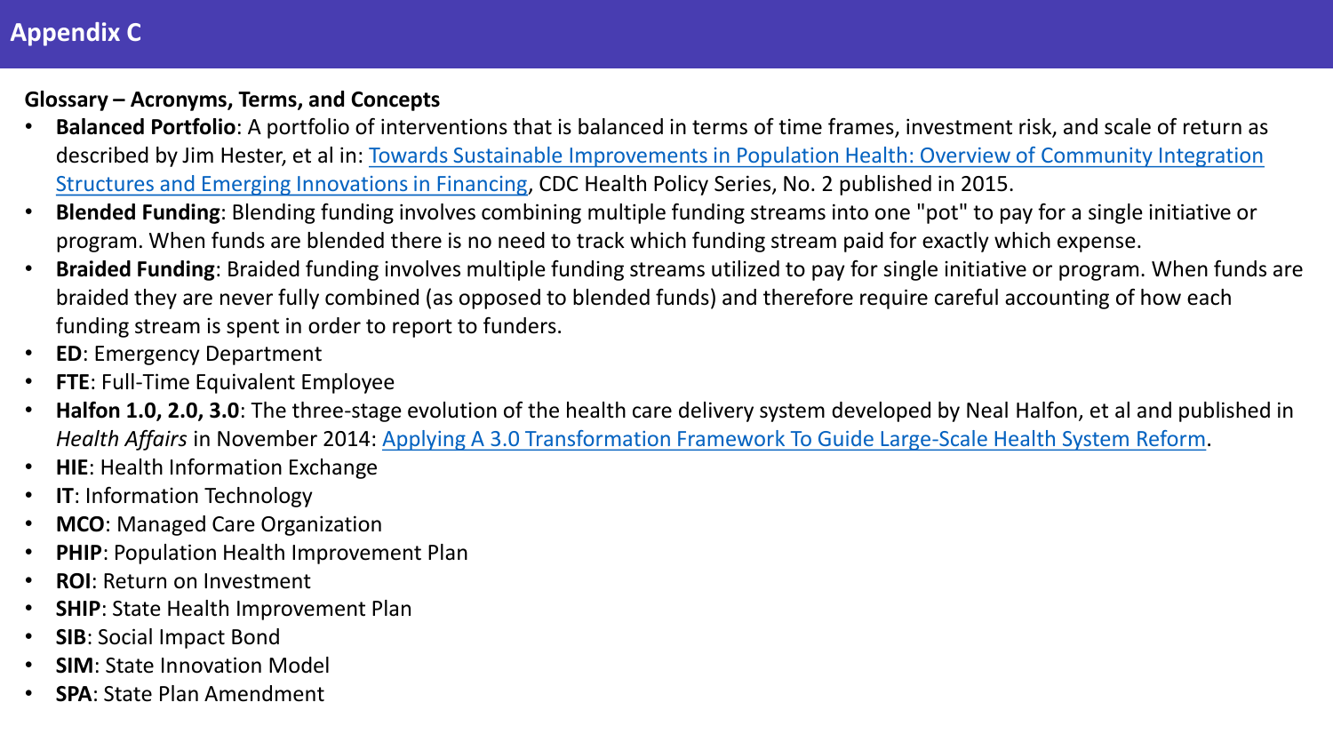# Appendix C

**Glossary – Acronyms, Terms, and Concepts**

- **Balanced Portfolio**: A portfolio of interventions that is balanced in terms of time frames, investment risk, and scale of return as described by Jim Hester, et al in: Towards Sustainable Improvements in Population Health: Overview of Community Integration Structures and Emerging Innovations in Financing, CDC Health Policy Series, No. 2 published in 2015.
- **Blended Funding**: Blending funding involves combining multiple funding streams into one "pot" to pay for a single initiative or program. When funds are blended there is no need to track which funding stream paid for exactly which expense.
- **Braided Funding**: Braided funding involves multiple funding streams utilized to pay for single initiative or program. When funds are braided they are never fully combined (as opposed to blended funds) and therefore require careful accounting of how each funding stream is spent in order to report to funders.
- **ED**: Emergency Department
- **FTE**: Full-Time Equivalent Employee
- **Halfon 1.0, 2.0, 3.0**: The three-stage evolution of the health care delivery system developed by Neal Halfon, et al and published in *Health Affairs* in November 2014: Applying A 3.0 Transformation Framework To Guide Large-Scale Health System Reform.
- **HIE**: Health Information Exchange
- **IT**: Information Technology
- **MCO**: Managed Care Organization
- **PHIP**: Population Health Improvement Plan
- **ROI**: Return on Investment
- **SHIP**: State Health Improvement Plan
- **SIB**: Social Impact Bond
- **SIM**: State Innovation Model
- **SPA**: State Plan Amendment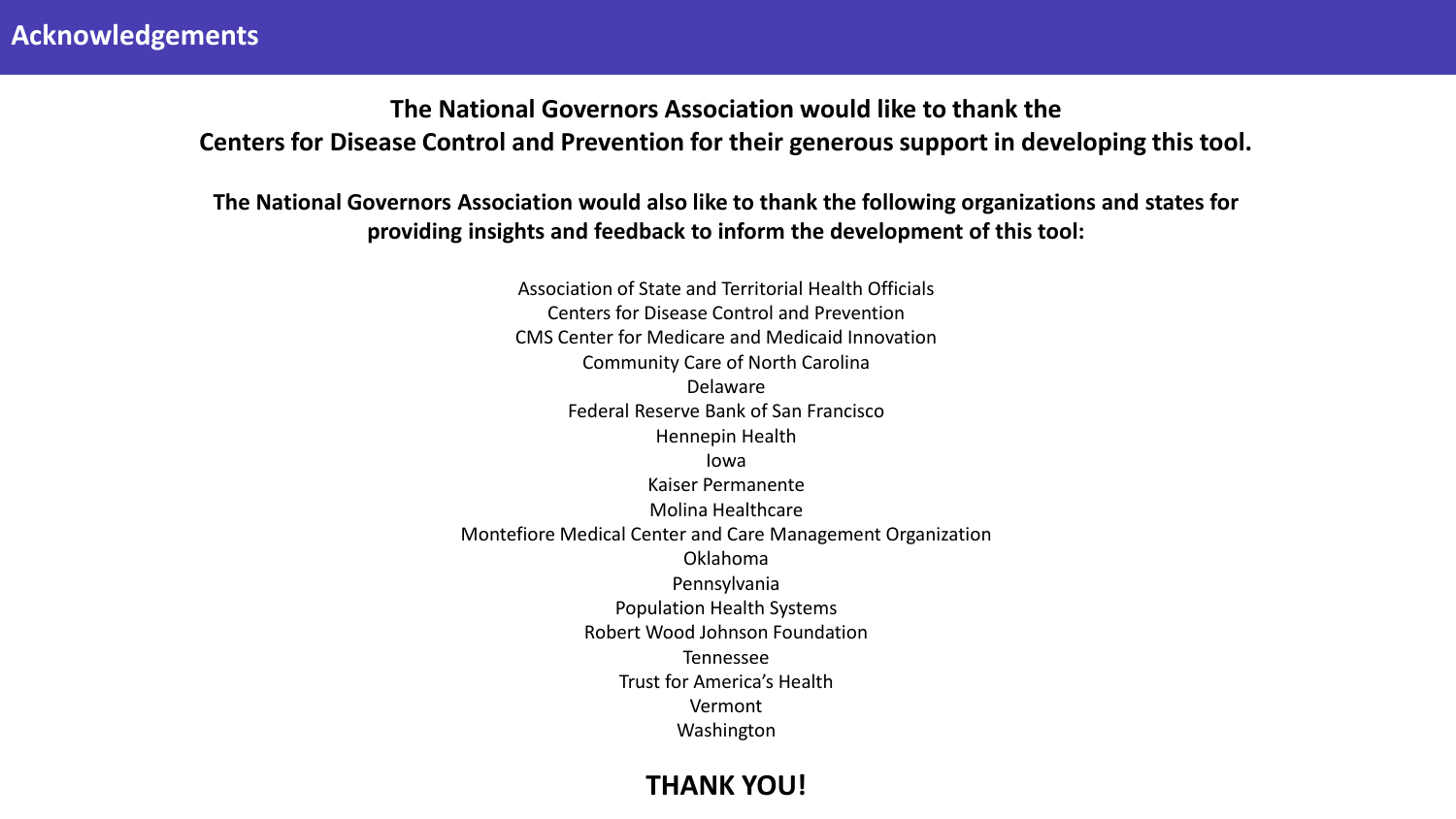# Acknowledgements

**The National Governors Association would like to thank the Centers for Disease Control and Prevention for their generous support in developing this tool.**

**The National Governors Association would also like to thank the following organizations and states for providing insights and feedback to inform the development of this tool:**

Association of State and Territorial Health Officials
Centers for Disease Control and Prevention
CMS Center for Medicare and Medicaid Innovation
Community Care of North Carolina
Delaware
Federal Reserve Bank of San Francisco
Hennepin Health
Iowa
Kaiser Permanente
Molina Healthcare
Montefiore Medical Center and Care Management Organization
Oklahoma
Pennsylvania
Population Health Systems
Robert Wood Johnson Foundation
Tennessee
Trust for America's Health
Vermont
Washington

**THANK YOU!**